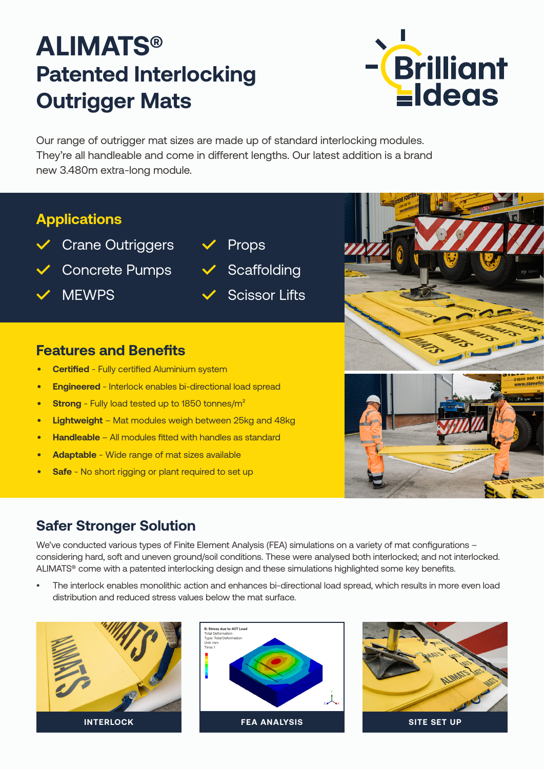# ALIMATS®

## Patented Interlocking Outrigger Mats

Brilliant Ideas

Our range of outrigger mat sizes are made up of standard interlocking modules. They're all handleable and come in different lengths. Our latest addition is a brand new 3.480m extra-long module.

### Applications

- Crane Outriggers
- Concrete Pumps
- MEWPS
- Props
- Scaffolding
- Scissor Lifts

### Features and Benefits

- **Certified** - Fully certified Aluminium system
- **Engineered** - Interlock enables bi-directional load spread
- **Strong** - Fully load tested up to 1850 tonnes/m$^2$
- **Lightweight** – Mat modules weigh between 25kg and 48kg
- **Handleable** – All modules fitted with handles as standard
- **Adaptable** - Wide range of mat sizes available
- **Safe** - No short rigging or plant required to set up

## Safer Stronger Solution

We've conducted various types of Finite Element Analysis (FEA) simulations on a variety of mat configurations – considering hard, soft and uneven ground/soil conditions. These were analysed both interlocked; and not interlocked. ALIMATS® come with a patented interlocking design and these simulations highlighted some key benefits.

- The interlock enables monolithic action and enhances bi-directional load spread, which results in more even load distribution and reduced stress values below the mat surface.

INTERLOCK

FEA ANALYSIS

SITE SET UP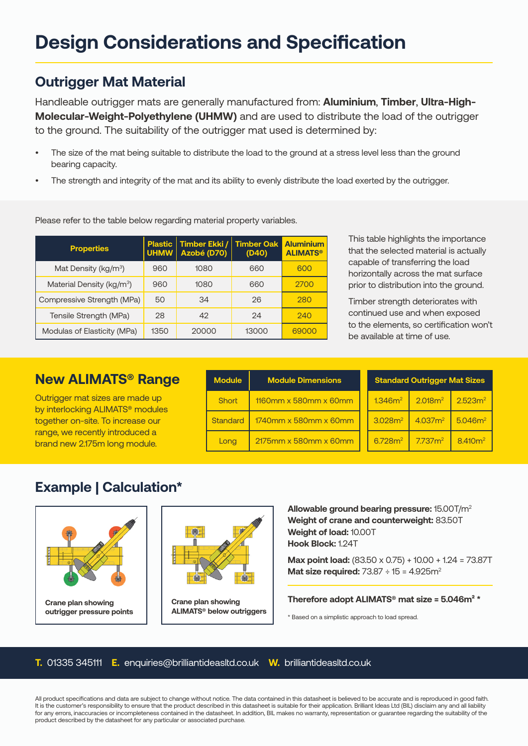# Design Considerations and Specification

## Outrigger Mat Material

Handleable outrigger mats are generally manufactured from: **Aluminium**, **Timber**, **Ultra-High-Molecular-Weight-Polyethylene (UHMW)** and are used to distribute the load of the outrigger to the ground. The suitability of the outrigger mat used is determined by:

- The size of the mat being suitable to distribute the load to the ground at a stress level less than the ground bearing capacity.
- The strength and integrity of the mat and its ability to evenly distribute the load exerted by the outrigger.

Please refer to the table below regarding material property variables.

| Properties | Plastic UHMW | Timber Ekki / Azobé (D70) | Timber Oak (D40) | Aluminium ALIMATS® |
|---|---|---|---|---|
| Mat Density (kg/m$^3$) | 960 | 1080 | 660 | 600 |
| Material Density (kg/m$^3$) | 960 | 1080 | 660 | 2700 |
| Compressive Strength (MPa) | 50 | 34 | 26 | 280 |
| Tensile Strength (MPa) | 28 | 42 | 24 | 240 |
| Modulas of Elasticity (MPa) | 1350 | 20000 | 13000 | 69000 |

This table highlights the importance that the selected material is actually capable of transferring the load horizontally across the mat surface prior to distribution into the ground.

Timber strength deteriorates with continued use and when exposed to the elements, so certification won't be available at time of use.

## New ALIMATS® Range

Outrigger mat sizes are made up by interlocking ALIMATS® modules together on-site. To increase our range, we recently introduced a brand new 2.175m long module.

| Module | Module Dimensions |
|---|---|
| Short | 1160mm x 580mm x 60mm |
| Standard | 1740mm x 580mm x 60mm |
| Long | 2175mm x 580mm x 60mm |

| Standard Outrigger Mat Sizes | | |
|---|---|---|
| 1.346m$^2$ | 2.018m$^2$ | 2.523m$^2$ |
| 3.028m$^2$ | 4.037m$^2$ | 5.046m$^2$ |
| 6.728m$^2$ | 7.737m$^2$ | 8.410m$^2$ |

## Example | Calculation*

Crane plan showing outrigger pressure points

Crane plan showing ALIMATS® below outriggers

**Allowable ground bearing pressure:** 15.00T/m$^2$
**Weight of crane and counterweight:** 83.50T
**Weight of load:** 10.00T
**Hook Block:** 1.24T

**Max point load:** (83.50 x 0.75) + 10.00 + 1.24 = 73.87T
**Mat size required:** 73.87 ÷ 15 = 4.925m$^2$

**Therefore adopt ALIMATS® mat size = 5.046m$^2$ ***

* Based on a simplistic approach to load spread.

**T.** 01335 345111 **E.** enquiries@brilliantideasltd.co.uk **W.** brilliantideasltd.co.uk

All product specifications and data are subject to change without notice. The data contained in this datasheet is believed to be accurate and is reproduced in good faith. It is the customer's responsibility to ensure that the product described in this datasheet is suitable for their application. Brilliant Ideas Ltd (BIL) disclaim any and all liability for any errors, inaccuracies or incompleteness contained in the datasheet. In addition, BIL makes no warranty, representation or guarantee regarding the suitability of the product described by the datasheet for any particular or associated purchase.